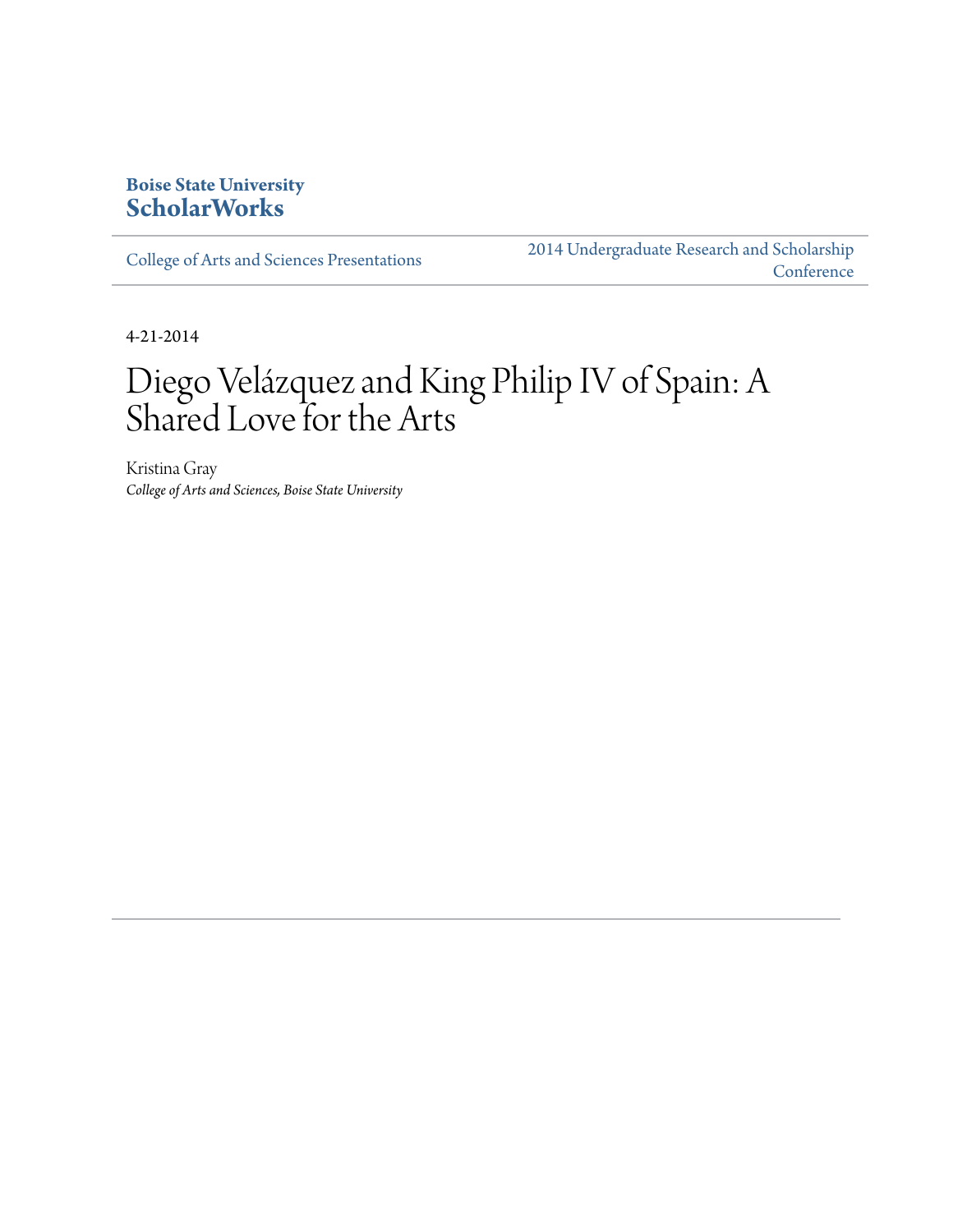**Boise State University**
**ScholarWorks**

College of Arts and Sciences Presentations | 2014 Undergraduate Research and Scholarship Conference

4-21-2014

# Diego Velázquez and King Philip IV of Spain: A Shared Love for the Arts

Kristina Gray
*College of Arts and Sciences, Boise State University*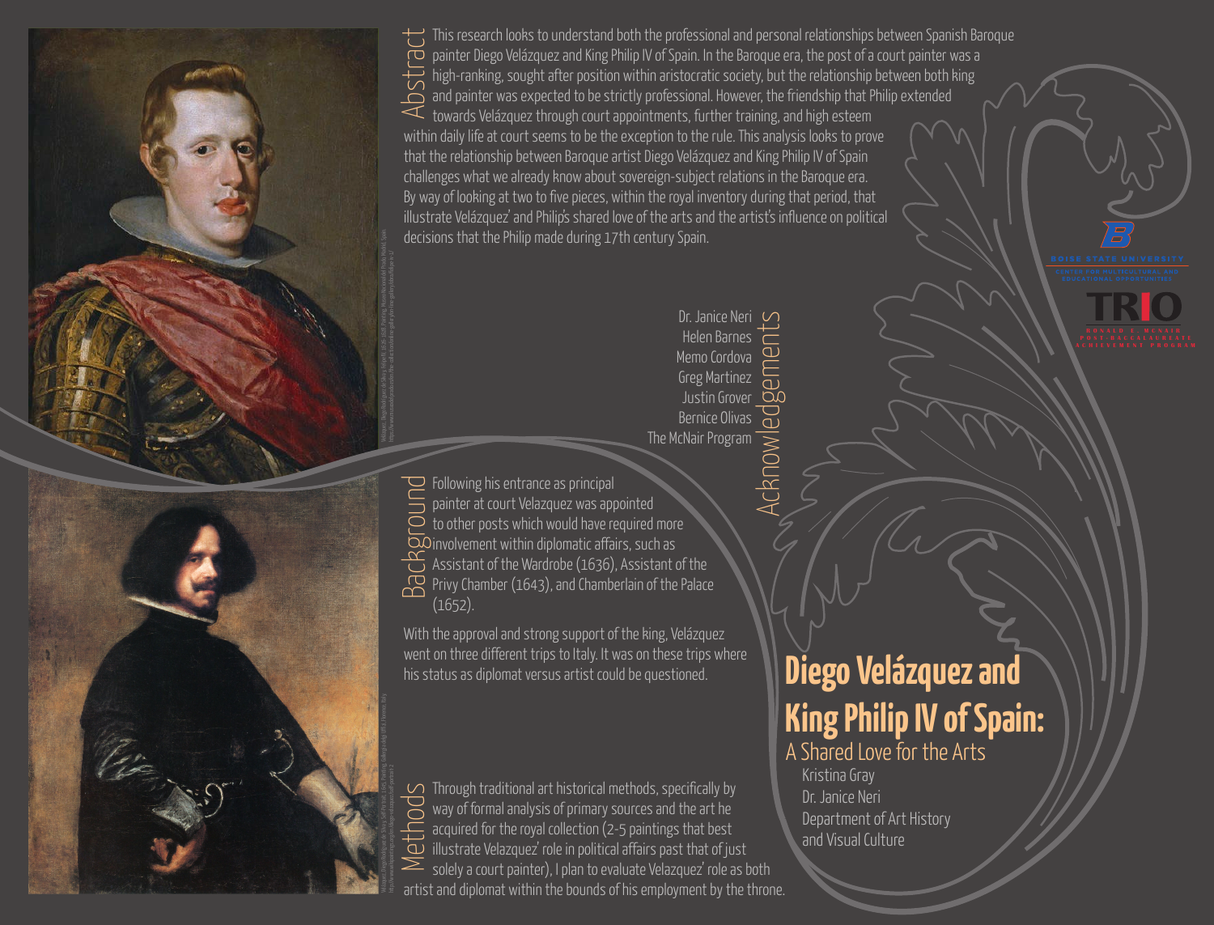# Diego Velázquez and King Philip IV of Spain:

## A Shared Love for the Arts

Kristina Gray
Dr. Janice Neri
Department of Art History and Visual Culture

BOISE STATE UNIVERSITY
CENTER FOR MULTICULTURAL AND EDUCATIONAL OPPORTUNITIES

TRIO
RONALD E. MCNAIR POST-BACCALAUREATE ACHIEVEMENT PROGRAM

## Abstract

This research looks to understand both the professional and personal relationships between Spanish Baroque painter Diego Velázquez and King Philip IV of Spain. In the Baroque era, the post of a court painter was a high-ranking, sought after position within aristocratic society, but the relationship between both king and painter was expected to be strictly professional. However, the friendship that Philip extended towards Velázquez through court appointments, further training, and high esteem within daily life at court seems to be the exception to the rule. This analysis looks to prove that the relationship between Baroque artist Diego Velázquez and King Philip IV of Spain challenges what we already know about sovereign-subject relations in the Baroque era. By way of looking at two to five pieces, within the royal inventory during that period, that illustrate Velázquez' and Philip's shared love of the arts and the artist's influence on political decisions that the Philip made during 17th century Spain.

## Acknowledgements

Dr. Janice Neri
Helen Barnes
Memo Cordova
Greg Martinez
Justin Grover
Bernice Olivas
The McNair Program

## Background

Following his entrance as principal painter at court Velazquez was appointed to other posts which would have required more involvement within diplomatic affairs, such as Assistant of the Wardrobe (1636), Assistant of the Privy Chamber (1643), and Chamberlain of the Palace (1652).

With the approval and strong support of the king, Velázquez went on three different trips to Italy. It was on these trips where his status as diplomat versus artist could be questioned.

## Methods

Through traditional art historical methods, specifically by way of formal analysis of primary sources and the art he acquired for the royal collection (2-5 paintings that best illustrate Velazquez' role in political affairs past that of just solely a court painter), I plan to evaluate Velazquez' role as both artist and diplomat within the bounds of his employment by the throne.